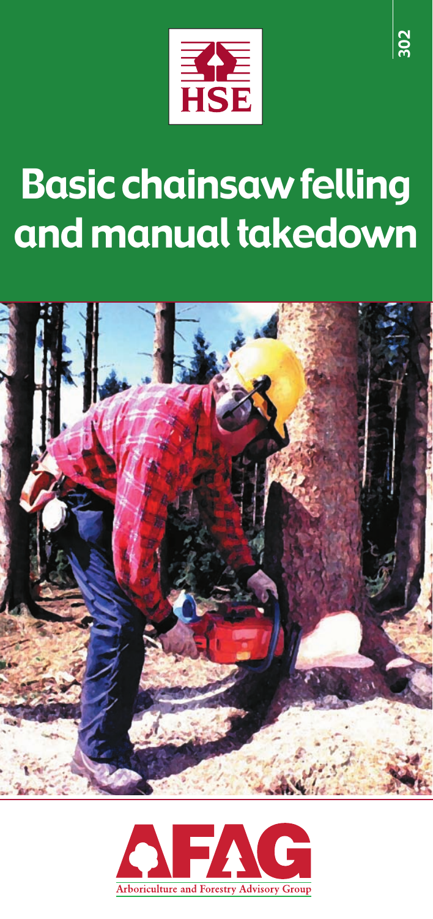302

HSE

# Basic chainsaw felling and manual takedown

AFAG

Arboriculture and Forestry Advisory Group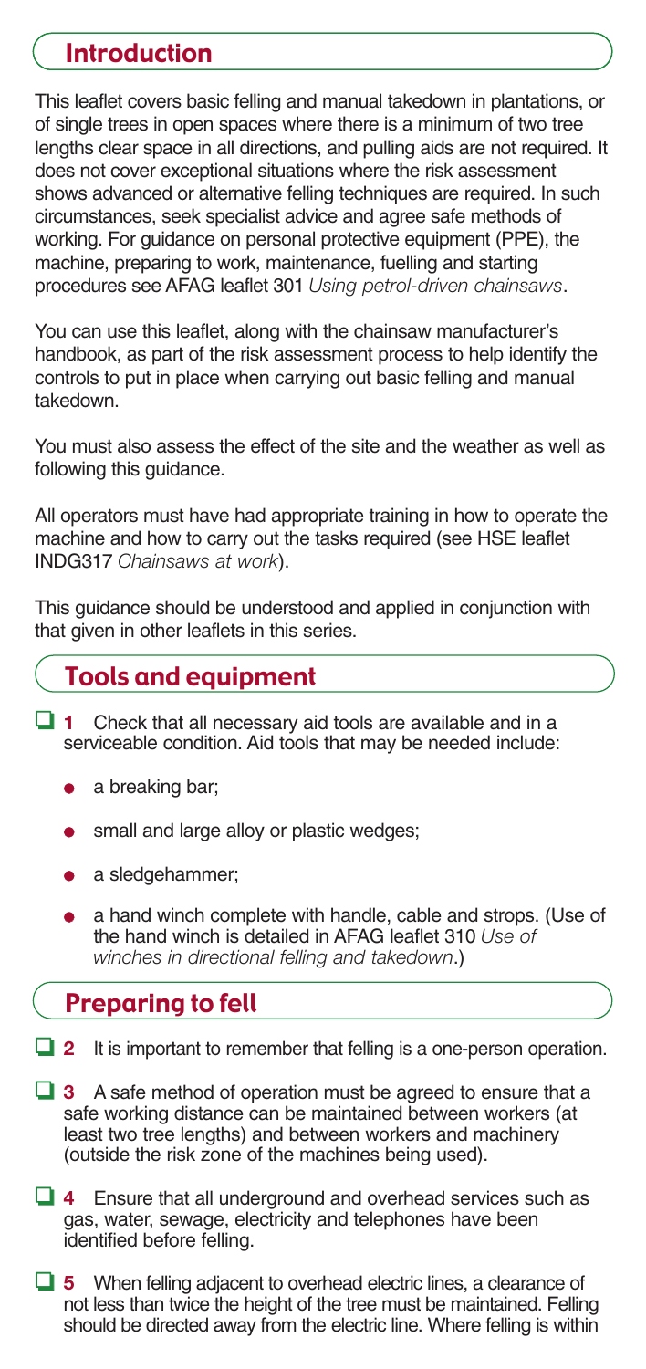## Introduction

This leaflet covers basic felling and manual takedown in plantations, or of single trees in open spaces where there is a minimum of two tree lengths clear space in all directions, and pulling aids are not required. It does not cover exceptional situations where the risk assessment shows advanced or alternative felling techniques are required. In such circumstances, seek specialist advice and agree safe methods of working. For guidance on personal protective equipment (PPE), the machine, preparing to work, maintenance, fuelling and starting procedures see AFAG leaflet 301 *Using petrol-driven chainsaws*.

You can use this leaflet, along with the chainsaw manufacturer's handbook, as part of the risk assessment process to help identify the controls to put in place when carrying out basic felling and manual takedown.

You must also assess the effect of the site and the weather as well as following this guidance.

All operators must have had appropriate training in how to operate the machine and how to carry out the tasks required (see HSE leaflet INDG317 *Chainsaws at work*).

This guidance should be understood and applied in conjunction with that given in other leaflets in this series.

## Tools and equipment

- ☐ **1** Check that all necessary aid tools are available and in a serviceable condition. Aid tools that may be needed include:
  - a breaking bar;
  - small and large alloy or plastic wedges;
  - a sledgehammer;
  - a hand winch complete with handle, cable and strops. (Use of the hand winch is detailed in AFAG leaflet 310 *Use of winches in directional felling and takedown*.)

## Preparing to fell

- ☐ **2** It is important to remember that felling is a one-person operation.
- ☐ **3** A safe method of operation must be agreed to ensure that a safe working distance can be maintained between workers (at least two tree lengths) and between workers and machinery (outside the risk zone of the machines being used).
- ☐ **4** Ensure that all underground and overhead services such as gas, water, sewage, electricity and telephones have been identified before felling.
- ☐ **5** When felling adjacent to overhead electric lines, a clearance of not less than twice the height of the tree must be maintained. Felling should be directed away from the electric line. Where felling is within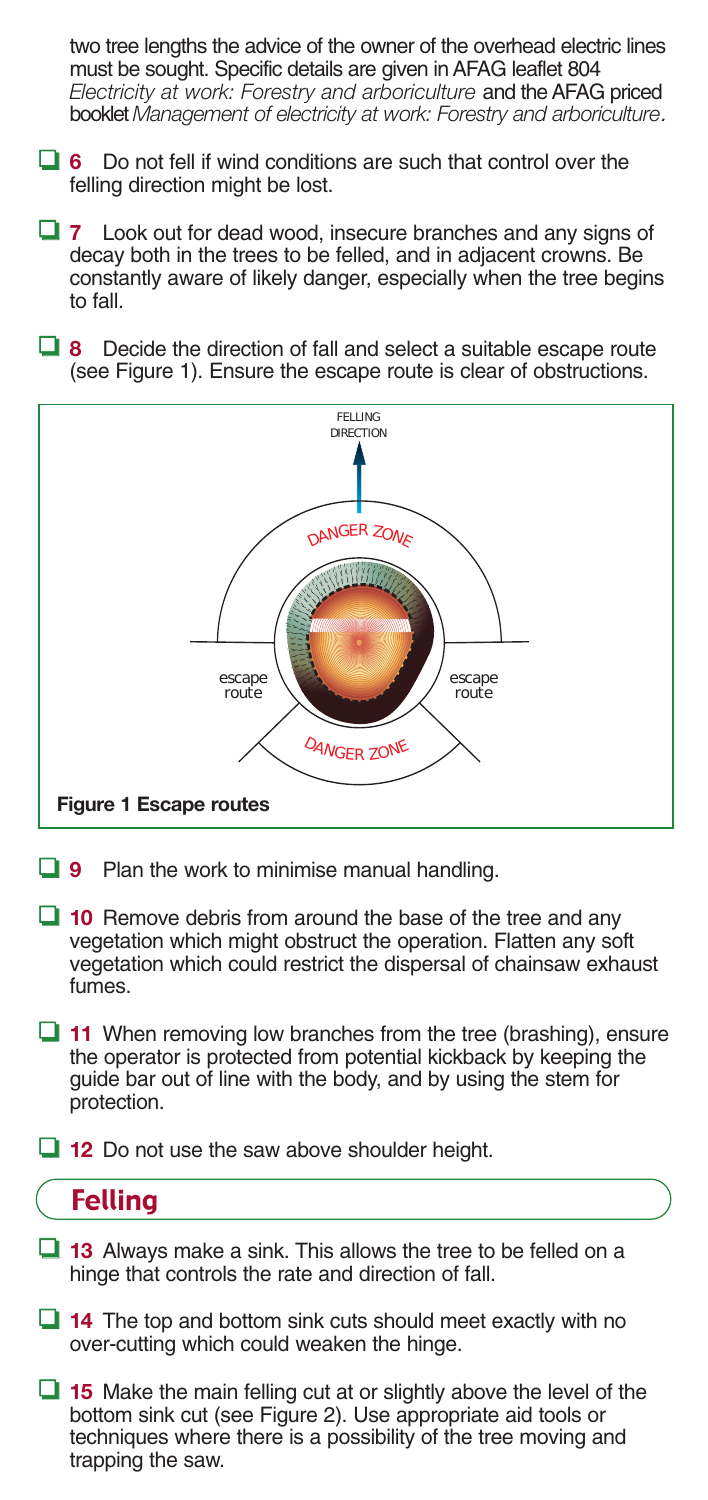two tree lengths the advice of the owner of the overhead electric lines must be sought. Specific details are given in AFAG leaflet 804 *Electricity at work: Forestry and arboriculture* and the AFAG priced booklet *Management of electricity at work: Forestry and arboriculture.*

- ❑ **6** Do not fell if wind conditions are such that control over the felling direction might be lost.

- ❑ **7** Look out for dead wood, insecure branches and any signs of decay both in the trees to be felled, and in adjacent crowns. Be constantly aware of likely danger, especially when the tree begins to fall.

- ❑ **8** Decide the direction of fall and select a suitable escape route (see Figure 1). Ensure the escape route is clear of obstructions.

FELLING DIRECTION

DANGER ZONE

escape route

escape route

DANGER ZONE

**Figure 1 Escape routes**

- ❑ **9** Plan the work to minimise manual handling.

- ❑ **10** Remove debris from around the base of the tree and any vegetation which might obstruct the operation. Flatten any soft vegetation which could restrict the dispersal of chainsaw exhaust fumes.

- ❑ **11** When removing low branches from the tree (brashing), ensure the operator is protected from potential kickback by keeping the guide bar out of line with the body, and by using the stem for protection.

- ❑ **12** Do not use the saw above shoulder height.

## Felling

- ❑ **13** Always make a sink. This allows the tree to be felled on a hinge that controls the rate and direction of fall.

- ❑ **14** The top and bottom sink cuts should meet exactly with no over-cutting which could weaken the hinge.

- ❑ **15** Make the main felling cut at or slightly above the level of the bottom sink cut (see Figure 2). Use appropriate aid tools or techniques where there is a possibility of the tree moving and trapping the saw.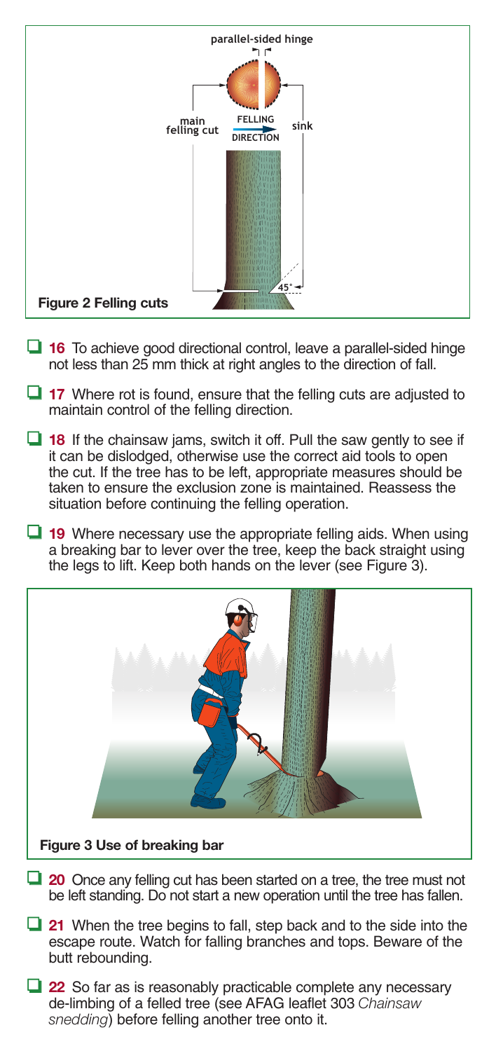**Figure 2 Felling cuts**

- ❑ **16** To achieve good directional control, leave a parallel-sided hinge not less than 25 mm thick at right angles to the direction of fall.
- ❑ **17** Where rot is found, ensure that the felling cuts are adjusted to maintain control of the felling direction.
- ❑ **18** If the chainsaw jams, switch it off. Pull the saw gently to see if it can be dislodged, otherwise use the correct aid tools to open the cut. If the tree has to be left, appropriate measures should be taken to ensure the exclusion zone is maintained. Reassess the situation before continuing the felling operation.
- ❑ **19** Where necessary use the appropriate felling aids. When using a breaking bar to lever over the tree, keep the back straight using the legs to lift. Keep both hands on the lever (see Figure 3).

**Figure 3 Use of breaking bar**

- ❑ **20** Once any felling cut has been started on a tree, the tree must not be left standing. Do not start a new operation until the tree has fallen.
- ❑ **21** When the tree begins to fall, step back and to the side into the escape route. Watch for falling branches and tops. Beware of the butt rebounding.
- ❑ **22** So far as is reasonably practicable complete any necessary de-limbing of a felled tree (see AFAG leaflet 303 *Chainsaw snedding*) before felling another tree onto it.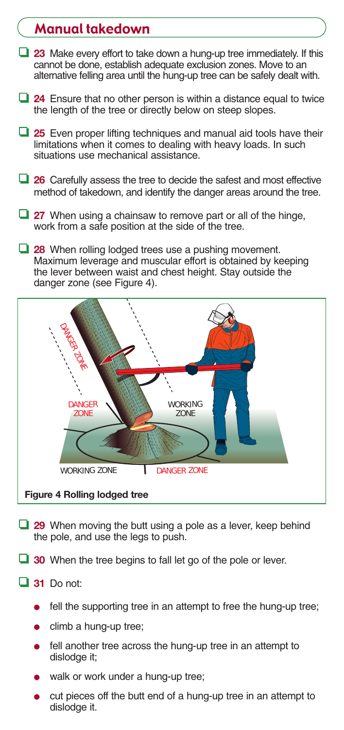## Manual takedown

- **23** Make every effort to take down a hung-up tree immediately. If this cannot be done, establish adequate exclusion zones. Move to an alternative felling area until the hung-up tree can be safely dealt with.

- **24** Ensure that no other person is within a distance equal to twice the length of the tree or directly below on steep slopes.

- **25** Even proper lifting techniques and manual aid tools have their limitations when it comes to dealing with heavy loads. In such situations use mechanical assistance.

- **26** Carefully assess the tree to decide the safest and most effective method of takedown, and identify the danger areas around the tree.

- **27** When using a chainsaw to remove part or all of the hinge, work from a safe position at the side of the tree.

- **28** When rolling lodged trees use a pushing movement. Maximum leverage and muscular effort is obtained by keeping the lever between waist and chest height. Stay outside the danger zone (see Figure 4).

**Figure 4 Rolling lodged tree**

- **29** When moving the butt using a pole as a lever, keep behind the pole, and use the legs to push.

- **30** When the tree begins to fall let go of the pole or lever.

- **31** Do not:
  - fell the supporting tree in an attempt to free the hung-up tree;
  - climb a hung-up tree;
  - fell another tree across the hung-up tree in an attempt to dislodge it;
  - walk or work under a hung-up tree;
  - cut pieces off the butt end of a hung-up tree in an attempt to dislodge it.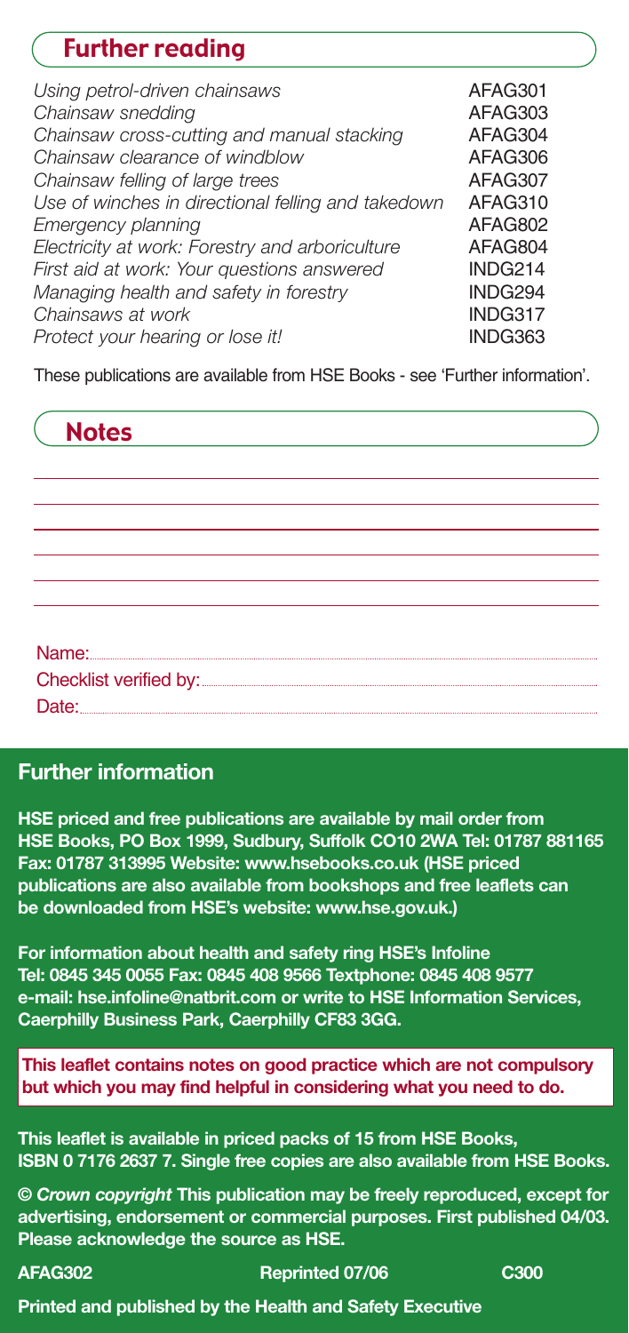## Further reading

| | |
|---|---|
| *Using petrol-driven chainsaws* | AFAG301 |
| *Chainsaw snedding* | AFAG303 |
| *Chainsaw cross-cutting and manual stacking* | AFAG304 |
| *Chainsaw clearance of windblow* | AFAG306 |
| *Chainsaw felling of large trees* | AFAG307 |
| *Use of winches in directional felling and takedown* | AFAG310 |
| *Emergency planning* | AFAG802 |
| *Electricity at work: Forestry and arboriculture* | AFAG804 |
| *First aid at work: Your questions answered* | INDG214 |
| *Managing health and safety in forestry* | INDG294 |
| *Chainsaws at work* | INDG317 |
| *Protect your hearing or lose it!* | INDG363 |

These publications are available from HSE Books - see 'Further information'.

## Notes

Name:

Checklist verified by:

Date:

### Further information

**HSE priced and free publications are available by mail order from HSE Books, PO Box 1999, Sudbury, Suffolk CO10 2WA Tel: 01787 881165 Fax: 01787 313995 Website: www.hsebooks.co.uk (HSE priced publications are also available from bookshops and free leaflets can be downloaded from HSE's website: www.hse.gov.uk.)**

**For information about health and safety ring HSE's Infoline Tel: 0845 345 0055 Fax: 0845 408 9566 Textphone: 0845 408 9577 e-mail: hse.infoline@natbrit.com or write to HSE Information Services, Caerphilly Business Park, Caerphilly CF83 3GG.**

**This leaflet contains notes on good practice which are not compulsory but which you may find helpful in considering what you need to do.**

**This leaflet is available in priced packs of 15 from HSE Books, ISBN 0 7176 2637 7. Single free copies are also available from HSE Books.**

**© *Crown copyright* This publication may be freely reproduced, except for advertising, endorsement or commercial purposes. First published 04/03. Please acknowledge the source as HSE.**

**AFAG302 Reprinted 07/06 C300**

**Printed and published by the Health and Safety Executive**